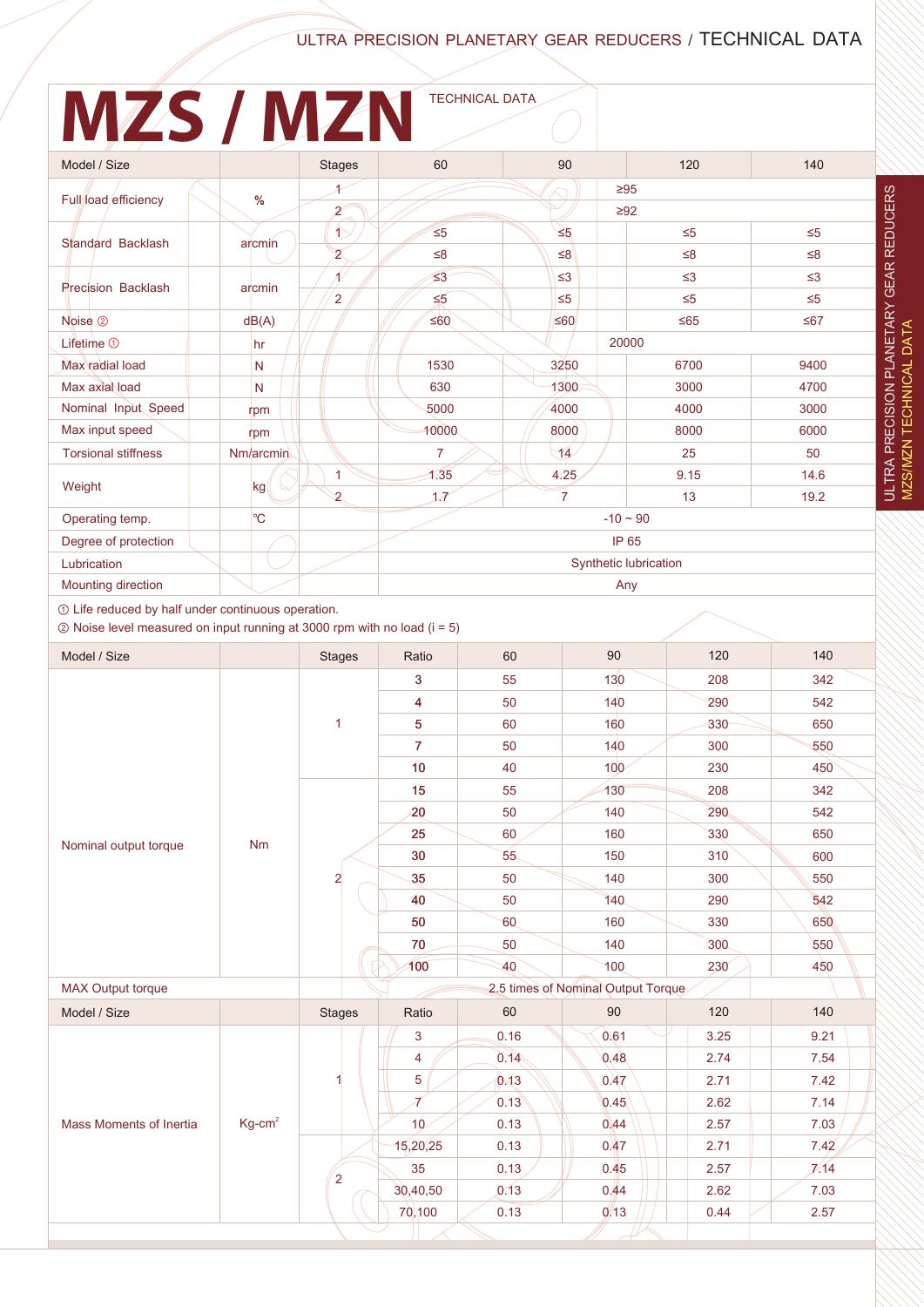# MZS / MZN

TECHNICAL DATA

| Model / Size | | Stages | 60 | 90 | 120 | 140 |
|---|---|---|---|---|---|---|
| Full load efficiency | % | 1 | ≥95 | | | |
| | | 2 | ≥92 | | | |
| Standard Backlash | arcmin | 1 | ≤5 | ≤5 | ≤5 | ≤5 |
| | | 2 | ≤8 | ≤8 | ≤8 | ≤8 |
| Precision Backlash | arcmin | 1 | ≤3 | ≤3 | ≤3 | ≤3 |
| | | 2 | ≤5 | ≤5 | ≤5 | ≤5 |
| Noise ② | dB(A) | | ≤60 | ≤60 | ≤65 | ≤67 |
| Lifetime ① | hr | | 20000 | | | |
| Max radial load | N | | 1530 | 3250 | 6700 | 9400 |
| Max axial load | N | | 630 | 1300 | 3000 | 4700 |
| Nominal Input Speed | rpm | | 5000 | 4000 | 4000 | 3000 |
| Max input speed | rpm | | 10000 | 8000 | 8000 | 6000 |
| Torsional stiffness | Nm/arcmin | | 7 | 14 | 25 | 50 |
| Weight | kg | 1 | 1.35 | 4.25 | 9.15 | 14.6 |
| | | 2 | 1.7 | 7 | 13 | 19.2 |
| Operating temp. | ℃ | | -10 ~ 90 | | | |
| Degree of protection | | | IP 65 | | | |
| Lubrication | | | Synthetic lubrication | | | |
| Mounting direction | | | Any | | | |

① Life reduced by half under continuous operation.
② Noise level measured on input running at 3000 rpm with no load (i = 5)

| Model / Size | | Stages | Ratio | 60 | 90 | 120 | 140 |
|---|---|---|---|---|---|---|---|
| Nominal output torque | Nm | 1 | 3 | 55 | 130 | 208 | 342 |
| | | | 4 | 50 | 140 | 290 | 542 |
| | | | 5 | 60 | 160 | 330 | 650 |
| | | | 7 | 50 | 140 | 300 | 550 |
| | | | 10 | 40 | 100 | 230 | 450 |
| | | 2 | 15 | 55 | 130 | 208 | 342 |
| | | | 20 | 50 | 140 | 290 | 542 |
| | | | 25 | 60 | 160 | 330 | 650 |
| | | | 30 | 55 | 150 | 310 | 600 |
| | | | 35 | 50 | 140 | 300 | 550 |
| | | | 40 | 50 | 140 | 290 | 542 |
| | | | 50 | 60 | 160 | 330 | 650 |
| | | | 70 | 50 | 140 | 300 | 550 |
| | | | 100 | 40 | 100 | 230 | 450 |
| MAX Output torque | | | 2.5 times of Nominal Output Torque | | | | |

| Model / Size | | Stages | Ratio | 60 | 90 | 120 | 140 |
|---|---|---|---|---|---|---|---|
| Mass Moments of Inertia | Kg-cm² | 1 | 3 | 0.16 | 0.61 | 3.25 | 9.21 |
| | | | 4 | 0.14 | 0.48 | 2.74 | 7.54 |
| | | | 5 | 0.13 | 0.47 | 2.71 | 7.42 |
| | | | 7 | 0.13 | 0.45 | 2.62 | 7.14 |
| | | | 10 | 0.13 | 0.44 | 2.57 | 7.03 |
| | | 2 | 15,20,25 | 0.13 | 0.47 | 2.71 | 7.42 |
| | | | 35 | 0.13 | 0.45 | 2.57 | 7.14 |
| | | | 30,40,50 | 0.13 | 0.44 | 2.62 | 7.03 |
| | | | 70,100 | 0.13 | 0.13 | 0.44 | 2.57 |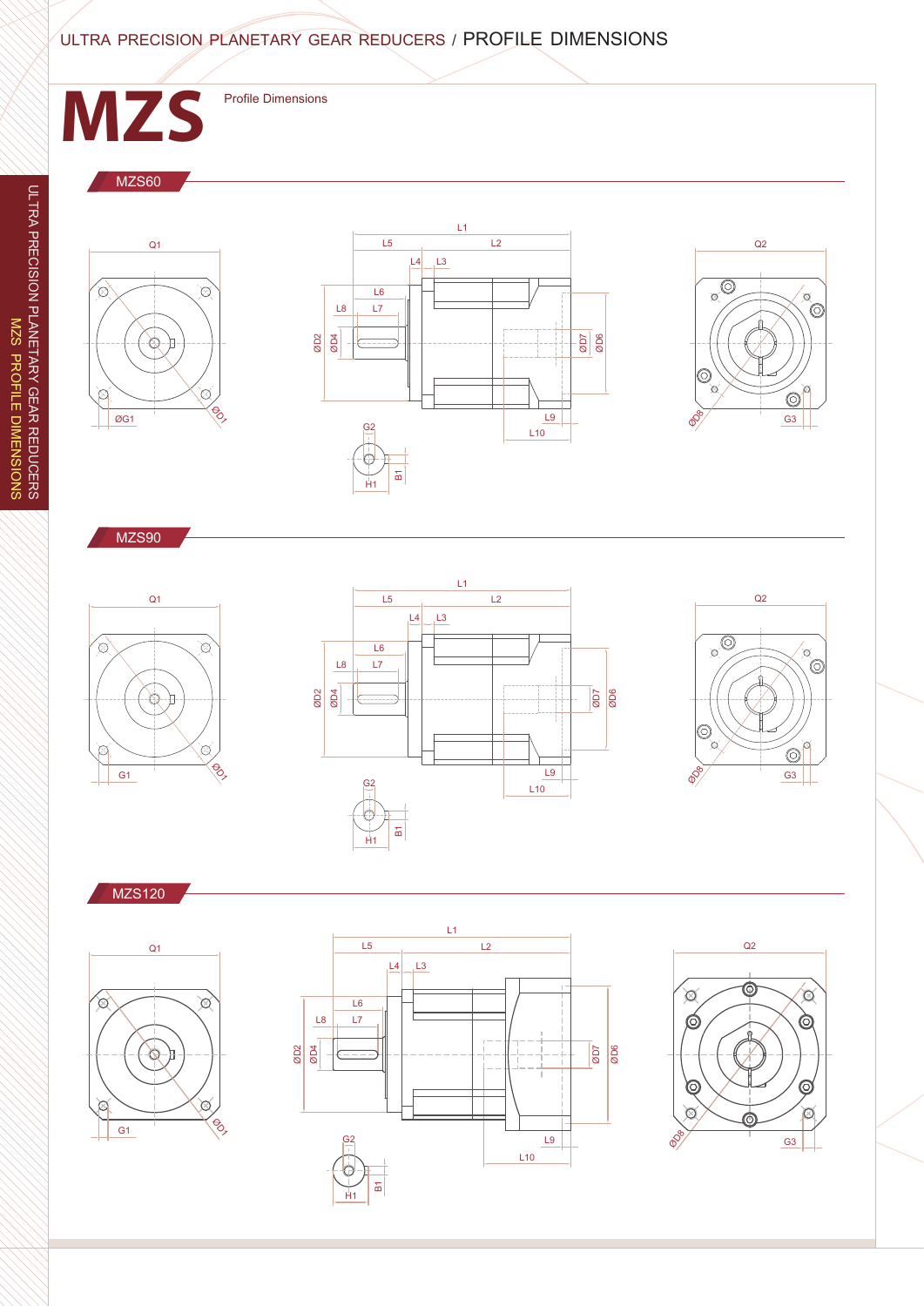# MZS

Profile Dimensions

## MZS60

Q1

ØG1

ØD1

L1

L5

L2

L4

L3

L6

L8

L7

ØD2

ØD4

ØD7

ØD6

L9

L10

G2

H1

B1

Q2

ØD8

G3

## MZS90

Q1

G1

ØD1

L1

L5

L2

L4

L3

L6

L8

L7

ØD2

ØD4

ØD7

ØD6

L9

L10

G2

H1

B1

Q2

ØD8

G3

## MZS120

Q1

G1

ØD1

L1

L5

L2

L4

L3

L6

L8

L7

ØD2

ØD4

ØD7

ØD6

L9

L10

G2

H1

B1

Q2

ØD8

G3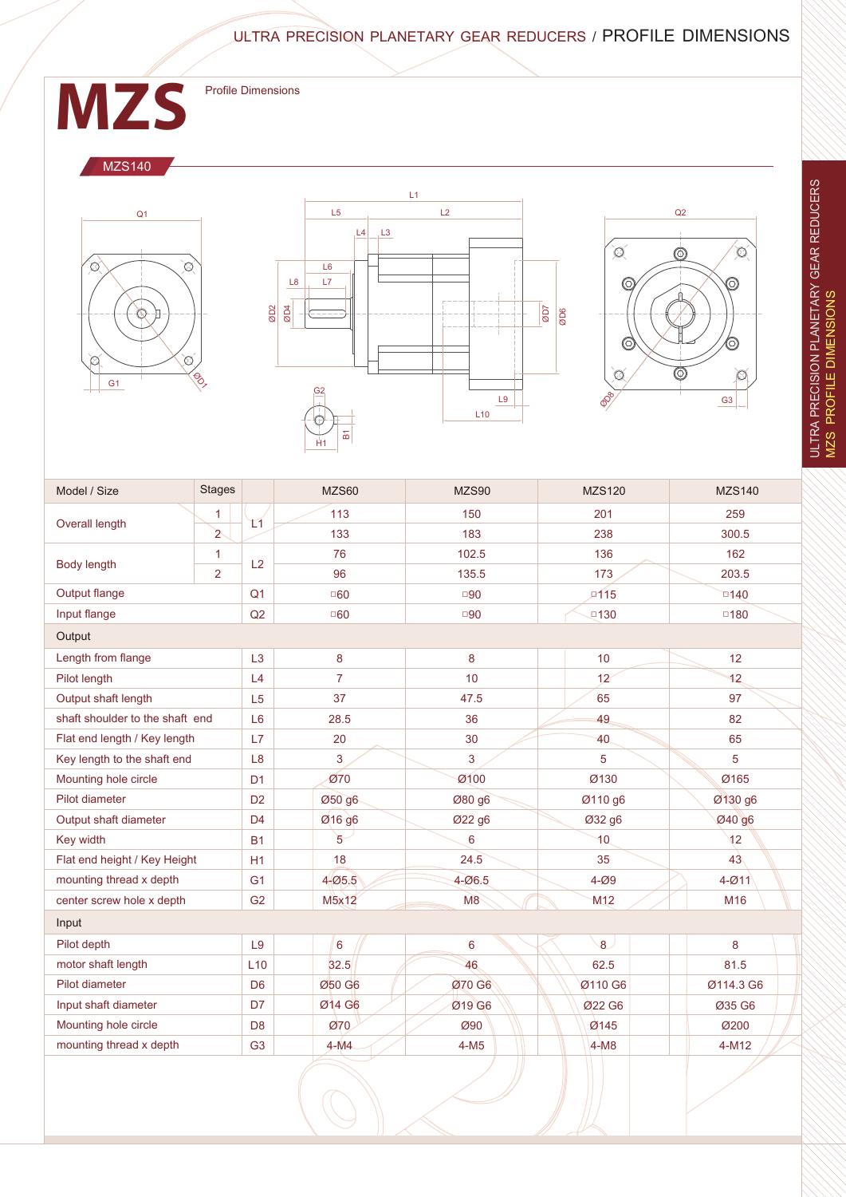# MZS

Profile Dimensions

## MZS140

L1 L2 L3 L4 L5 L6 L7 L8 L9 L10 Q1 Q2 G1 G2 G3 H1 B1 ØD1 ØD2 ØD4 ØD6 ØD7 ØD8

| Model / Size | Stages | | MZS60 | MZS90 | MZS120 | MZS140 |
|---|---|---|---|---|---|---|
| Overall length | 1 | L1 | 113 | 150 | 201 | 259 |
| | 2 | | 133 | 183 | 238 | 300.5 |
| Body length | 1 | L2 | 76 | 102.5 | 136 | 162 |
| | 2 | | 96 | 135.5 | 173 | 203.5 |
| Output flange | | Q1 | □60 | □90 | □115 | □140 |
| Input flange | | Q2 | □60 | □90 | □130 | □180 |
| Output | | | | | | |
| Length from flange | | L3 | 8 | 8 | 10 | 12 |
| Pilot length | | L4 | 7 | 10 | 12 | 12 |
| Output shaft length | | L5 | 37 | 47.5 | 65 | 97 |
| shaft shoulder to the shaft end | | L6 | 28.5 | 36 | 49 | 82 |
| Flat end length / Key length | | L7 | 20 | 30 | 40 | 65 |
| Key length to the shaft end | | L8 | 3 | 3 | 5 | 5 |
| Mounting hole circle | | D1 | Ø70 | Ø100 | Ø130 | Ø165 |
| Pilot diameter | | D2 | Ø50 g6 | Ø80 g6 | Ø110 g6 | Ø130 g6 |
| Output shaft diameter | | D4 | Ø16 g6 | Ø22 g6 | Ø32 g6 | Ø40 g6 |
| Key width | | B1 | 5 | 6 | 10 | 12 |
| Flat end height / Key Height | | H1 | 18 | 24.5 | 35 | 43 |
| mounting thread x depth | | G1 | 4-Ø5.5 | 4-Ø6.5 | 4-Ø9 | 4-Ø11 |
| center screw hole x depth | | G2 | M5x12 | M8 | M12 | M16 |
| Input | | | | | | |
| Pilot depth | | L9 | 6 | 6 | 8 | 8 |
| motor shaft length | | L10 | 32.5 | 46 | 62.5 | 81.5 |
| Pilot diameter | | D6 | Ø50 G6 | Ø70 G6 | Ø110 G6 | Ø114.3 G6 |
| Input shaft diameter | | D7 | Ø14 G6 | Ø19 G6 | Ø22 G6 | Ø35 G6 |
| Mounting hole circle | | D8 | Ø70 | Ø90 | Ø145 | Ø200 |
| mounting thread x depth | | G3 | 4-M4 | 4-M5 | 4-M8 | 4-M12 |